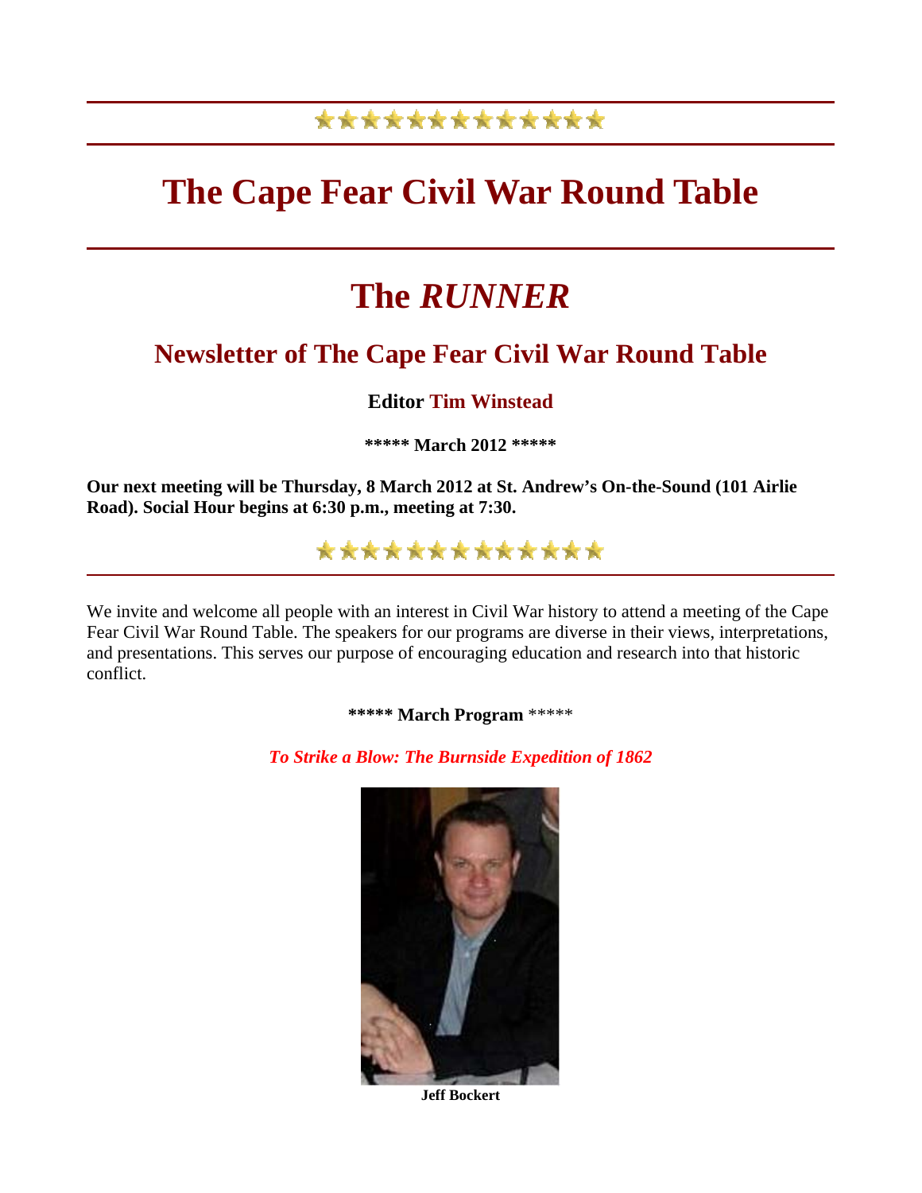# The Cape Fear Civil War Round Table

# The *RUNNER*

## Newsletter of The Cape Fear Civil War Round Table

**Editor Tim Winstead**

**\*\*\*\*\* March 2012 \*\*\*\*\***

**Our next meeting will be Thursday, 8 March 2012 at St. Andrew's On-the-Sound (101 Airlie Road). Social Hour begins at 6:30 p.m., meeting at 7:30.**

We invite and welcome all people with an interest in Civil War history to attend a meeting of the Cape Fear Civil War Round Table. The speakers for our programs are diverse in their views, interpretations, and presentations. This serves our purpose of encouraging education and research into that historic conflict.

**\*\*\*\*\* March Program** \*\*\*\*\*

***To Strike a Blow: The Burnside Expedition of 1862***

**Jeff Bockert**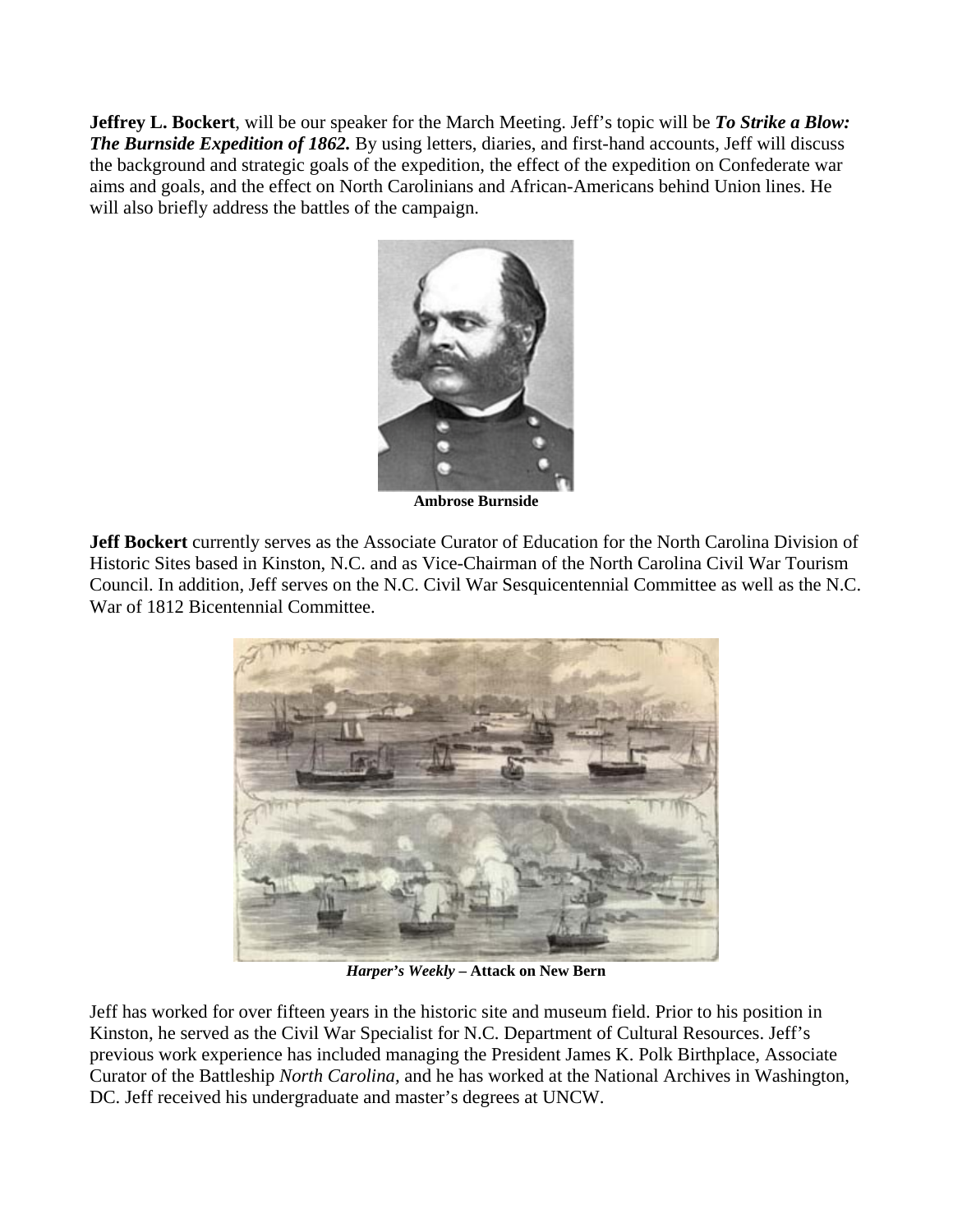**Jeffrey L. Bockert**, will be our speaker for the March Meeting. Jeff's topic will be ***To Strike a Blow: The Burnside Expedition of 1862.*** By using letters, diaries, and first-hand accounts, Jeff will discuss the background and strategic goals of the expedition, the effect of the expedition on Confederate war aims and goals, and the effect on North Carolinians and African-Americans behind Union lines. He will also briefly address the battles of the campaign.

**Ambrose Burnside**

**Jeff Bockert** currently serves as the Associate Curator of Education for the North Carolina Division of Historic Sites based in Kinston, N.C. and as Vice-Chairman of the North Carolina Civil War Tourism Council. In addition, Jeff serves on the N.C. Civil War Sesquicentennial Committee as well as the N.C. War of 1812 Bicentennial Committee.

***Harper's Weekly* – Attack on New Bern**

Jeff has worked for over fifteen years in the historic site and museum field. Prior to his position in Kinston, he served as the Civil War Specialist for N.C. Department of Cultural Resources. Jeff's previous work experience has included managing the President James K. Polk Birthplace, Associate Curator of the Battleship *North Carolina*, and he has worked at the National Archives in Washington, DC. Jeff received his undergraduate and master's degrees at UNCW.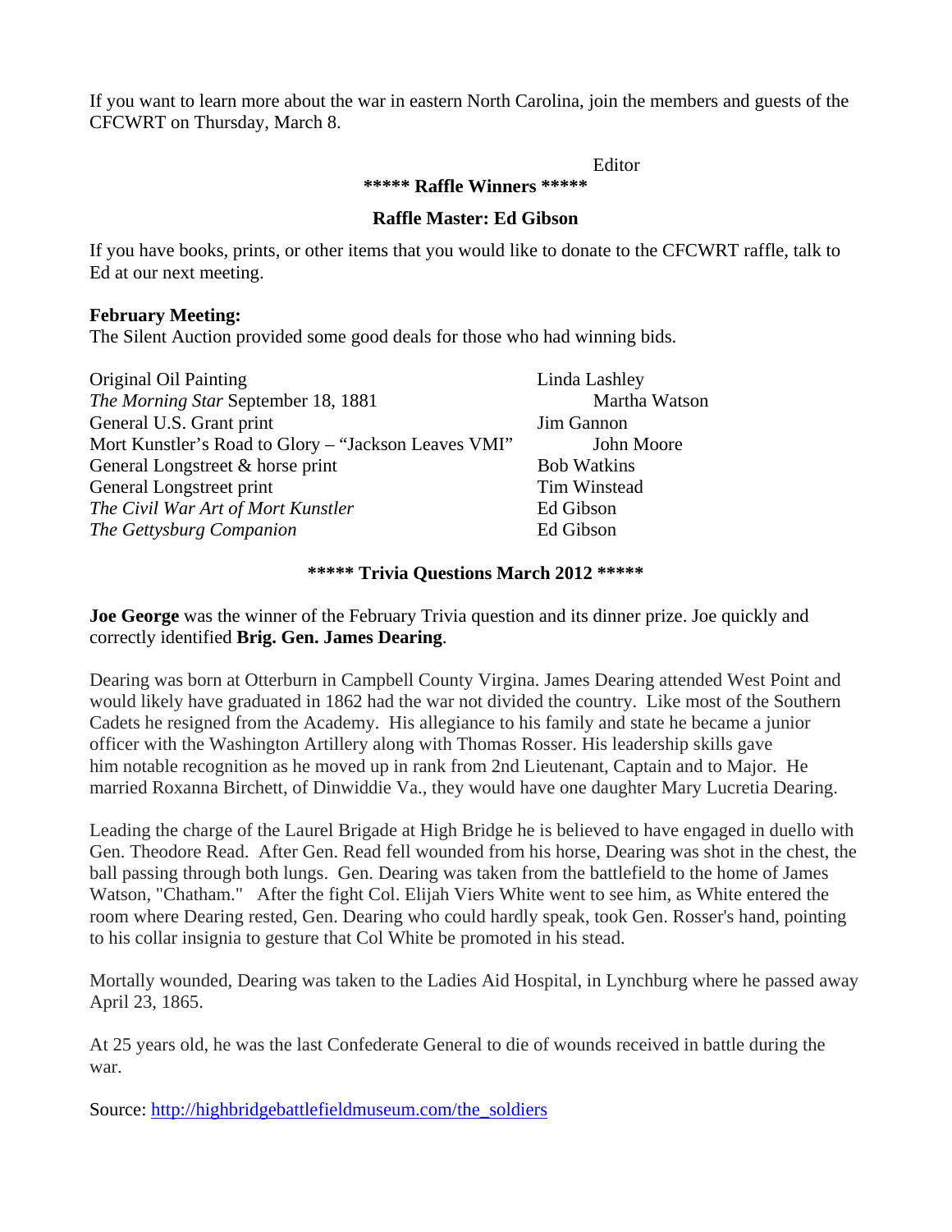If you want to learn more about the war in eastern North Carolina, join the members and guests of the CFCWRT on Thursday, March 8.

Editor

**\*\*\*\*\* Raffle Winners \*\*\*\*\***

**Raffle Master: Ed Gibson**

If you have books, prints, or other items that you would like to donate to the CFCWRT raffle, talk to Ed at our next meeting.

**February Meeting:**
The Silent Auction provided some good deals for those who had winning bids.

| | |
|---|---|
| Original Oil Painting | Linda Lashley |
| *The Morning Star* September 18, 1881 | Martha Watson |
| General U.S. Grant print | Jim Gannon |
| Mort Kunstler's Road to Glory – "Jackson Leaves VMI" | John Moore |
| General Longstreet & horse print | Bob Watkins |
| General Longstreet print | Tim Winstead |
| *The Civil War Art of Mort Kunstler* | Ed Gibson |
| *The Gettysburg Companion* | Ed Gibson |

**\*\*\*\*\* Trivia Questions March 2012 \*\*\*\*\***

**Joe George** was the winner of the February Trivia question and its dinner prize. Joe quickly and correctly identified **Brig. Gen. James Dearing**.

Dearing was born at Otterburn in Campbell County Virgina. James Dearing attended West Point and would likely have graduated in 1862 had the war not divided the country. Like most of the Southern Cadets he resigned from the Academy. His allegiance to his family and state he became a junior officer with the Washington Artillery along with Thomas Rosser. His leadership skills gave him notable recognition as he moved up in rank from 2nd Lieutenant, Captain and to Major. He married Roxanna Birchett, of Dinwiddie Va., they would have one daughter Mary Lucretia Dearing.

Leading the charge of the Laurel Brigade at High Bridge he is believed to have engaged in duello with Gen. Theodore Read. After Gen. Read fell wounded from his horse, Dearing was shot in the chest, the ball passing through both lungs. Gen. Dearing was taken from the battlefield to the home of James Watson, "Chatham." After the fight Col. Elijah Viers White went to see him, as White entered the room where Dearing rested, Gen. Dearing who could hardly speak, took Gen. Rosser's hand, pointing to his collar insignia to gesture that Col White be promoted in his stead.

Mortally wounded, Dearing was taken to the Ladies Aid Hospital, in Lynchburg where he passed away April 23, 1865.

At 25 years old, he was the last Confederate General to die of wounds received in battle during the war.

Source: http://highbridgebattlefieldmuseum.com/the_soldiers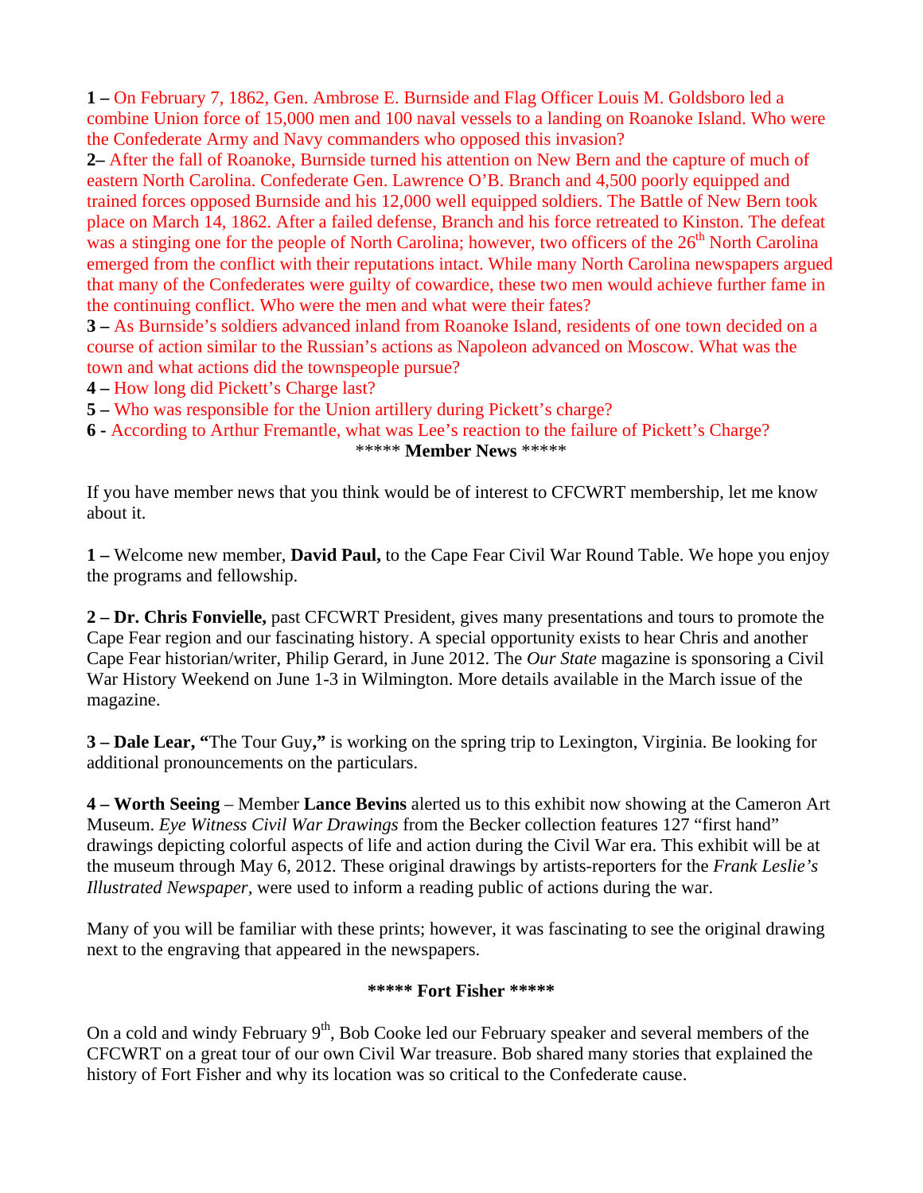**1 –** On February 7, 1862, Gen. Ambrose E. Burnside and Flag Officer Louis M. Goldsboro led a combine Union force of 15,000 men and 100 naval vessels to a landing on Roanoke Island. Who were the Confederate Army and Navy commanders who opposed this invasion?

**2–** After the fall of Roanoke, Burnside turned his attention on New Bern and the capture of much of eastern North Carolina. Confederate Gen. Lawrence O'B. Branch and 4,500 poorly equipped and trained forces opposed Burnside and his 12,000 well equipped soldiers. The Battle of New Bern took place on March 14, 1862. After a failed defense, Branch and his force retreated to Kinston. The defeat was a stinging one for the people of North Carolina; however, two officers of the 26th North Carolina emerged from the conflict with their reputations intact. While many North Carolina newspapers argued that many of the Confederates were guilty of cowardice, these two men would achieve further fame in the continuing conflict. Who were the men and what were their fates?

**3 –** As Burnside's soldiers advanced inland from Roanoke Island, residents of one town decided on a course of action similar to the Russian's actions as Napoleon advanced on Moscow. What was the town and what actions did the townspeople pursue?

**4 –** How long did Pickett's Charge last?

**5 –** Who was responsible for the Union artillery during Pickett's charge?

**6 -** According to Arthur Fremantle, what was Lee's reaction to the failure of Pickett's Charge?

***** **Member News** *****

If you have member news that you think would be of interest to CFCWRT membership, let me know about it.

**1 –** Welcome new member, **David Paul,** to the Cape Fear Civil War Round Table. We hope you enjoy the programs and fellowship.

**2 – Dr. Chris Fonvielle,** past CFCWRT President, gives many presentations and tours to promote the Cape Fear region and our fascinating history. A special opportunity exists to hear Chris and another Cape Fear historian/writer, Philip Gerard, in June 2012. The *Our State* magazine is sponsoring a Civil War History Weekend on June 1-3 in Wilmington. More details available in the March issue of the magazine.

**3 – Dale Lear, "**The Tour Guy**,"** is working on the spring trip to Lexington, Virginia. Be looking for additional pronouncements on the particulars.

**4 – Worth Seeing** – Member **Lance Bevins** alerted us to this exhibit now showing at the Cameron Art Museum. *Eye Witness Civil War Drawings* from the Becker collection features 127 "first hand" drawings depicting colorful aspects of life and action during the Civil War era. This exhibit will be at the museum through May 6, 2012. These original drawings by artists-reporters for the *Frank Leslie's Illustrated Newspaper,* were used to inform a reading public of actions during the war.

Many of you will be familiar with these prints; however, it was fascinating to see the original drawing next to the engraving that appeared in the newspapers.

**\*\*\*\*\* Fort Fisher \*\*\*\*\***

On a cold and windy February 9th, Bob Cooke led our February speaker and several members of the CFCWRT on a great tour of our own Civil War treasure. Bob shared many stories that explained the history of Fort Fisher and why its location was so critical to the Confederate cause.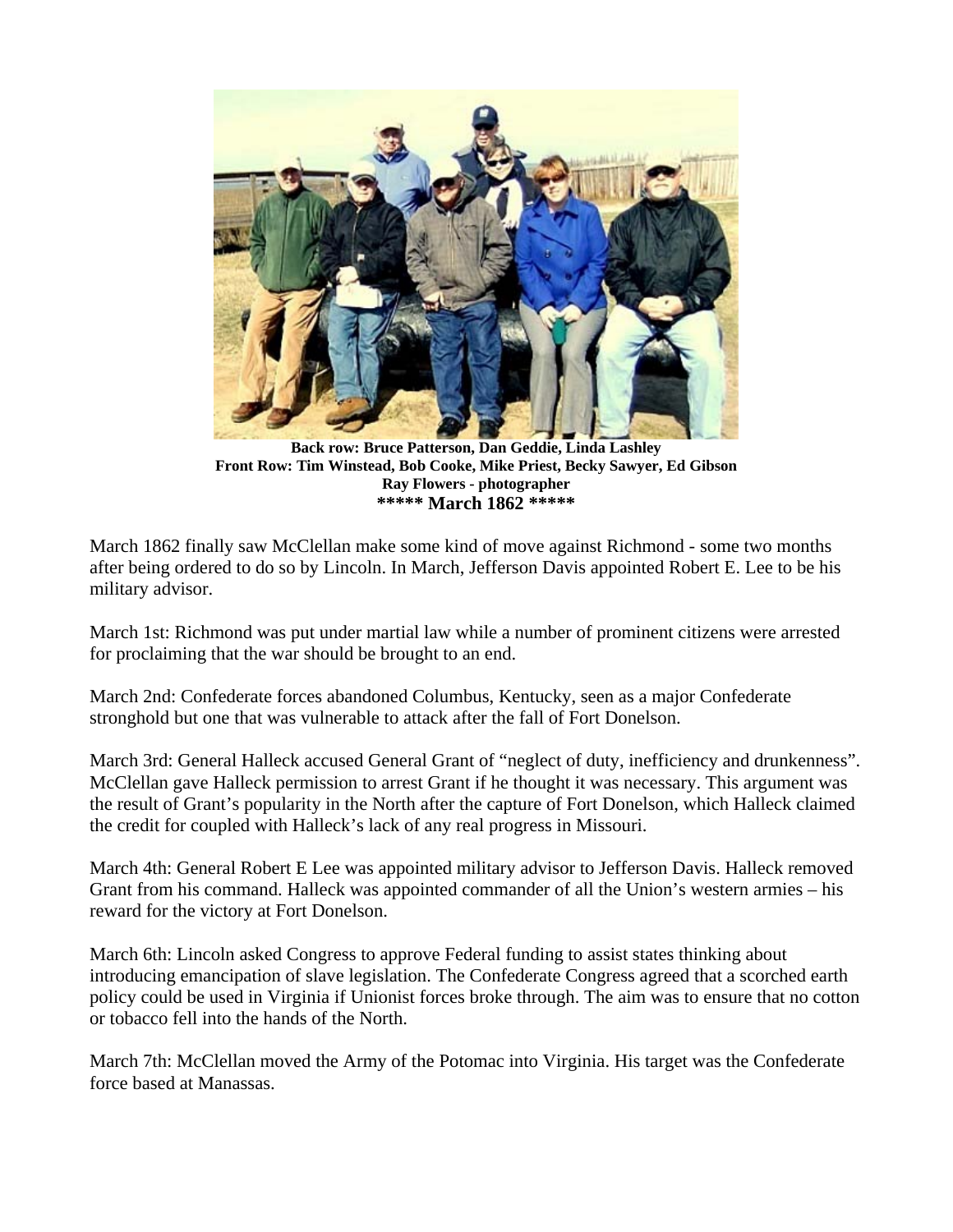**Back row: Bruce Patterson, Dan Geddie, Linda Lashley**
**Front Row: Tim Winstead, Bob Cooke, Mike Priest, Becky Sawyer, Ed Gibson**
**Ray Flowers - photographer**

**\*\*\*\*\* March 1862 \*\*\*\*\***

March 1862 finally saw McClellan make some kind of move against Richmond - some two months after being ordered to do so by Lincoln. In March, Jefferson Davis appointed Robert E. Lee to be his military advisor.

March 1st: Richmond was put under martial law while a number of prominent citizens were arrested for proclaiming that the war should be brought to an end.

March 2nd: Confederate forces abandoned Columbus, Kentucky, seen as a major Confederate stronghold but one that was vulnerable to attack after the fall of Fort Donelson.

March 3rd: General Halleck accused General Grant of "neglect of duty, inefficiency and drunkenness". McClellan gave Halleck permission to arrest Grant if he thought it was necessary. This argument was the result of Grant's popularity in the North after the capture of Fort Donelson, which Halleck claimed the credit for coupled with Halleck's lack of any real progress in Missouri.

March 4th: General Robert E Lee was appointed military advisor to Jefferson Davis. Halleck removed Grant from his command. Halleck was appointed commander of all the Union's western armies – his reward for the victory at Fort Donelson.

March 6th: Lincoln asked Congress to approve Federal funding to assist states thinking about introducing emancipation of slave legislation. The Confederate Congress agreed that a scorched earth policy could be used in Virginia if Unionist forces broke through. The aim was to ensure that no cotton or tobacco fell into the hands of the North.

March 7th: McClellan moved the Army of the Potomac into Virginia. His target was the Confederate force based at Manassas.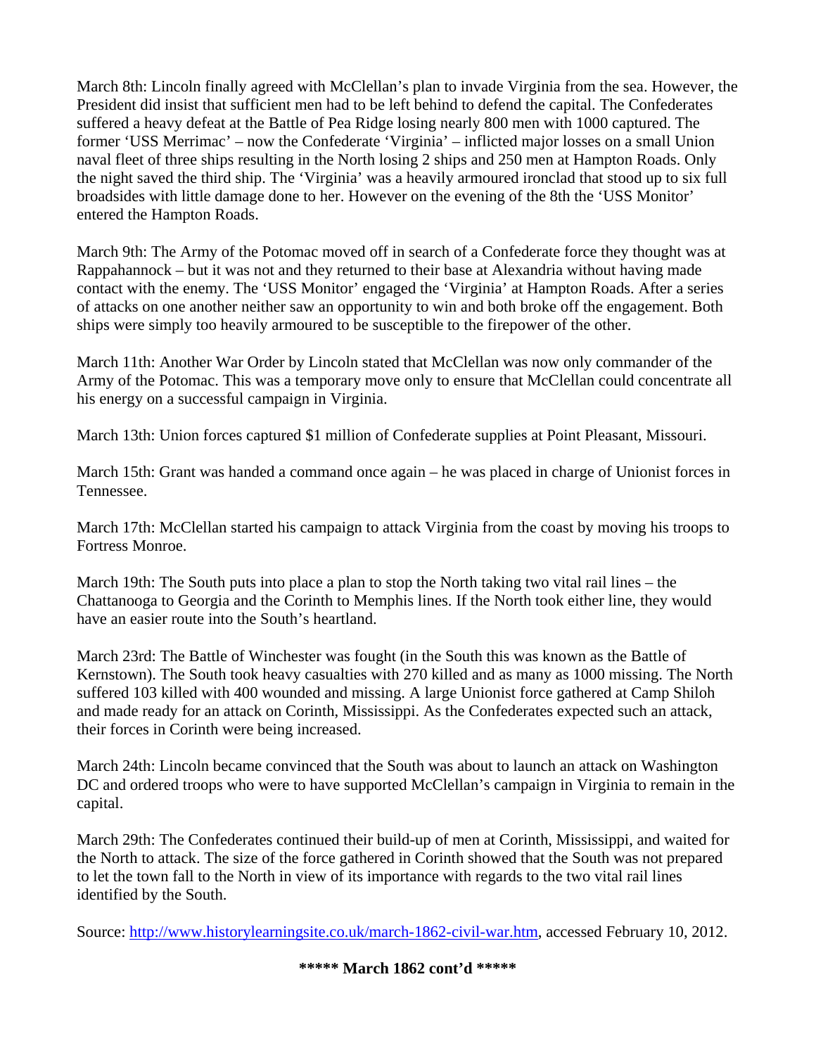March 8th: Lincoln finally agreed with McClellan's plan to invade Virginia from the sea. However, the President did insist that sufficient men had to be left behind to defend the capital. The Confederates suffered a heavy defeat at the Battle of Pea Ridge losing nearly 800 men with 1000 captured. The former 'USS Merrimac' – now the Confederate 'Virginia' – inflicted major losses on a small Union naval fleet of three ships resulting in the North losing 2 ships and 250 men at Hampton Roads. Only the night saved the third ship. The 'Virginia' was a heavily armoured ironclad that stood up to six full broadsides with little damage done to her. However on the evening of the 8th the 'USS Monitor' entered the Hampton Roads.

March 9th: The Army of the Potomac moved off in search of a Confederate force they thought was at Rappahannock – but it was not and they returned to their base at Alexandria without having made contact with the enemy. The 'USS Monitor' engaged the 'Virginia' at Hampton Roads. After a series of attacks on one another neither saw an opportunity to win and both broke off the engagement. Both ships were simply too heavily armoured to be susceptible to the firepower of the other.

March 11th: Another War Order by Lincoln stated that McClellan was now only commander of the Army of the Potomac. This was a temporary move only to ensure that McClellan could concentrate all his energy on a successful campaign in Virginia.

March 13th: Union forces captured $1 million of Confederate supplies at Point Pleasant, Missouri.

March 15th: Grant was handed a command once again – he was placed in charge of Unionist forces in Tennessee.

March 17th: McClellan started his campaign to attack Virginia from the coast by moving his troops to Fortress Monroe.

March 19th: The South puts into place a plan to stop the North taking two vital rail lines – the Chattanooga to Georgia and the Corinth to Memphis lines. If the North took either line, they would have an easier route into the South's heartland.

March 23rd: The Battle of Winchester was fought (in the South this was known as the Battle of Kernstown). The South took heavy casualties with 270 killed and as many as 1000 missing. The North suffered 103 killed with 400 wounded and missing. A large Unionist force gathered at Camp Shiloh and made ready for an attack on Corinth, Mississippi. As the Confederates expected such an attack, their forces in Corinth were being increased.

March 24th: Lincoln became convinced that the South was about to launch an attack on Washington DC and ordered troops who were to have supported McClellan's campaign in Virginia to remain in the capital.

March 29th: The Confederates continued their build-up of men at Corinth, Mississippi, and waited for the North to attack. The size of the force gathered in Corinth showed that the South was not prepared to let the town fall to the North in view of its importance with regards to the two vital rail lines identified by the South.

Source: [http://www.historylearningsite.co.uk/march-1862-civil-war.htm](http://www.historylearningsite.co.uk/march-1862-civil-war.htm), accessed February 10, 2012.

**\*\*\*\*\* March 1862 cont'd \*\*\*\*\***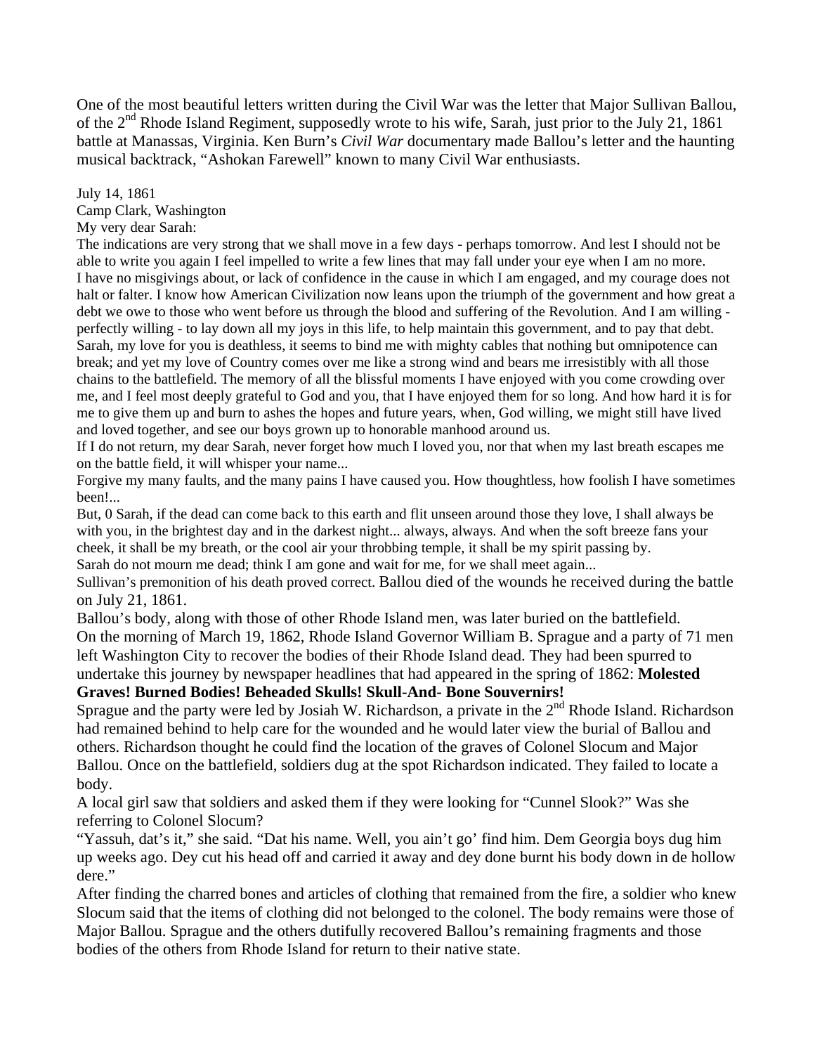One of the most beautiful letters written during the Civil War was the letter that Major Sullivan Ballou, of the 2nd Rhode Island Regiment, supposedly wrote to his wife, Sarah, just prior to the July 21, 1861 battle at Manassas, Virginia. Ken Burn's *Civil War* documentary made Ballou's letter and the haunting musical backtrack, "Ashokan Farewell" known to many Civil War enthusiasts.

July 14, 1861
Camp Clark, Washington
My very dear Sarah:
The indications are very strong that we shall move in a few days - perhaps tomorrow. And lest I should not be able to write you again I feel impelled to write a few lines that may fall under your eye when I am no more.
I have no misgivings about, or lack of confidence in the cause in which I am engaged, and my courage does not halt or falter. I know how American Civilization now leans upon the triumph of the government and how great a debt we owe to those who went before us through the blood and suffering of the Revolution. And I am willing - perfectly willing - to lay down all my joys in this life, to help maintain this government, and to pay that debt.
Sarah, my love for you is deathless, it seems to bind me with mighty cables that nothing but omnipotence can break; and yet my love of Country comes over me like a strong wind and bears me irresistibly with all those chains to the battlefield. The memory of all the blissful moments I have enjoyed with you come crowding over me, and I feel most deeply grateful to God and you, that I have enjoyed them for so long. And how hard it is for me to give them up and burn to ashes the hopes and future years, when, God willing, we might still have lived and loved together, and see our boys grown up to honorable manhood around us.
If I do not return, my dear Sarah, never forget how much I loved you, nor that when my last breath escapes me on the battle field, it will whisper your name...
Forgive my many faults, and the many pains I have caused you. How thoughtless, how foolish I have sometimes been!...
But, 0 Sarah, if the dead can come back to this earth and flit unseen around those they love, I shall always be with you, in the brightest day and in the darkest night... always, always. And when the soft breeze fans your cheek, it shall be my breath, or the cool air your throbbing temple, it shall be my spirit passing by.
Sarah do not mourn me dead; think I am gone and wait for me, for we shall meet again...
Sullivan's premonition of his death proved correct. Ballou died of the wounds he received during the battle on July 21, 1861.
Ballou's body, along with those of other Rhode Island men, was later buried on the battlefield.
On the morning of March 19, 1862, Rhode Island Governor William B. Sprague and a party of 71 men left Washington City to recover the bodies of their Rhode Island dead. They had been spurred to undertake this journey by newspaper headlines that had appeared in the spring of 1862: **Molested Graves! Burned Bodies! Beheaded Skulls! Skull-And- Bone Souvernirs!**
Sprague and the party were led by Josiah W. Richardson, a private in the 2nd Rhode Island. Richardson had remained behind to help care for the wounded and he would later view the burial of Ballou and others. Richardson thought he could find the location of the graves of Colonel Slocum and Major Ballou. Once on the battlefield, soldiers dug at the spot Richardson indicated. They failed to locate a body.
A local girl saw that soldiers and asked them if they were looking for "Cunnel Slook?" Was she referring to Colonel Slocum?
"Yassuh, dat's it," she said. "Dat his name. Well, you ain't go' find him. Dem Georgia boys dug him up weeks ago. Dey cut his head off and carried it away and dey done burnt his body down in de hollow dere."
After finding the charred bones and articles of clothing that remained from the fire, a soldier who knew Slocum said that the items of clothing did not belonged to the colonel. The body remains were those of Major Ballou. Sprague and the others dutifully recovered Ballou's remaining fragments and those bodies of the others from Rhode Island for return to their native state.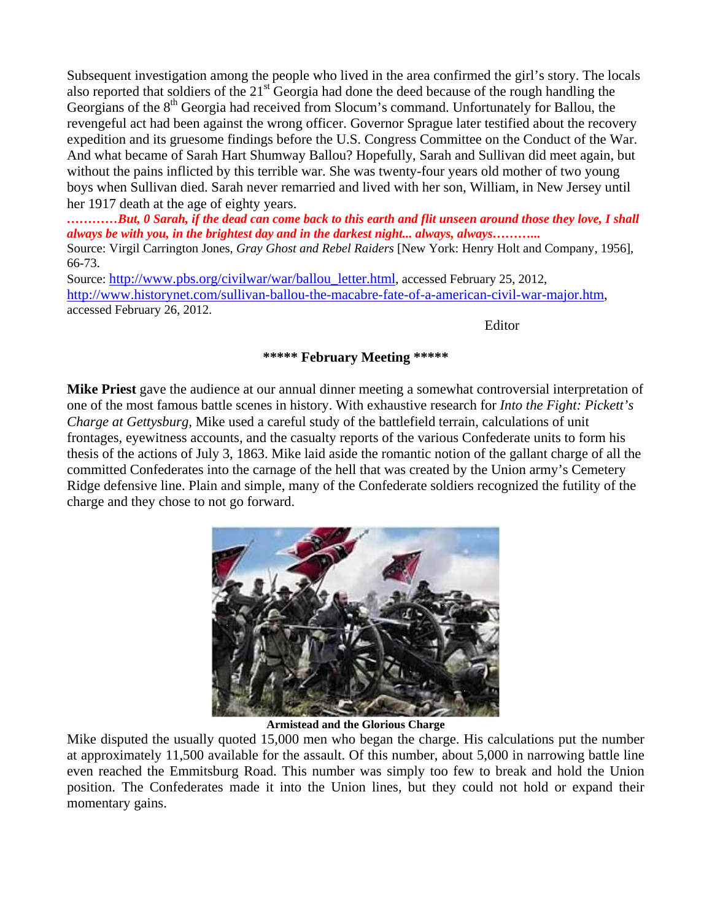Subsequent investigation among the people who lived in the area confirmed the girl's story. The locals also reported that soldiers of the 21st Georgia had done the deed because of the rough handling the Georgians of the 8th Georgia had received from Slocum's command. Unfortunately for Ballou, the revengeful act had been against the wrong officer. Governor Sprague later testified about the recovery expedition and its gruesome findings before the U.S. Congress Committee on the Conduct of the War. And what became of Sarah Hart Shumway Ballou? Hopefully, Sarah and Sullivan did meet again, but without the pains inflicted by this terrible war. She was twenty-four years old mother of two young boys when Sullivan died. Sarah never remarried and lived with her son, William, in New Jersey until her 1917 death at the age of eighty years.

***…………But, 0 Sarah, if the dead can come back to this earth and flit unseen around those they love, I shall always be with you, in the brightest day and in the darkest night... always, always………..***

Source: Virgil Carrington Jones, *Gray Ghost and Rebel Raiders* [New York: Henry Holt and Company, 1956], 66-73.

Source: http://www.pbs.org/civilwar/war/ballou_letter.html, accessed February 25, 2012, http://www.historynet.com/sullivan-ballou-the-macabre-fate-of-a-american-civil-war-major.htm, accessed February 26, 2012.

Editor

## ***** February Meeting *****

**Mike Priest** gave the audience at our annual dinner meeting a somewhat controversial interpretation of one of the most famous battle scenes in history. With exhaustive research for *Into the Fight: Pickett's Charge at Gettysburg*, Mike used a careful study of the battlefield terrain, calculations of unit frontages, eyewitness accounts, and the casualty reports of the various Confederate units to form his thesis of the actions of July 3, 1863. Mike laid aside the romantic notion of the gallant charge of all the committed Confederates into the carnage of the hell that was created by the Union army's Cemetery Ridge defensive line. Plain and simple, many of the Confederate soldiers recognized the futility of the charge and they chose to not go forward.

**Armistead and the Glorious Charge**

Mike disputed the usually quoted 15,000 men who began the charge. His calculations put the number at approximately 11,500 available for the assault. Of this number, about 5,000 in narrowing battle line even reached the Emmitsburg Road. This number was simply too few to break and hold the Union position. The Confederates made it into the Union lines, but they could not hold or expand their momentary gains.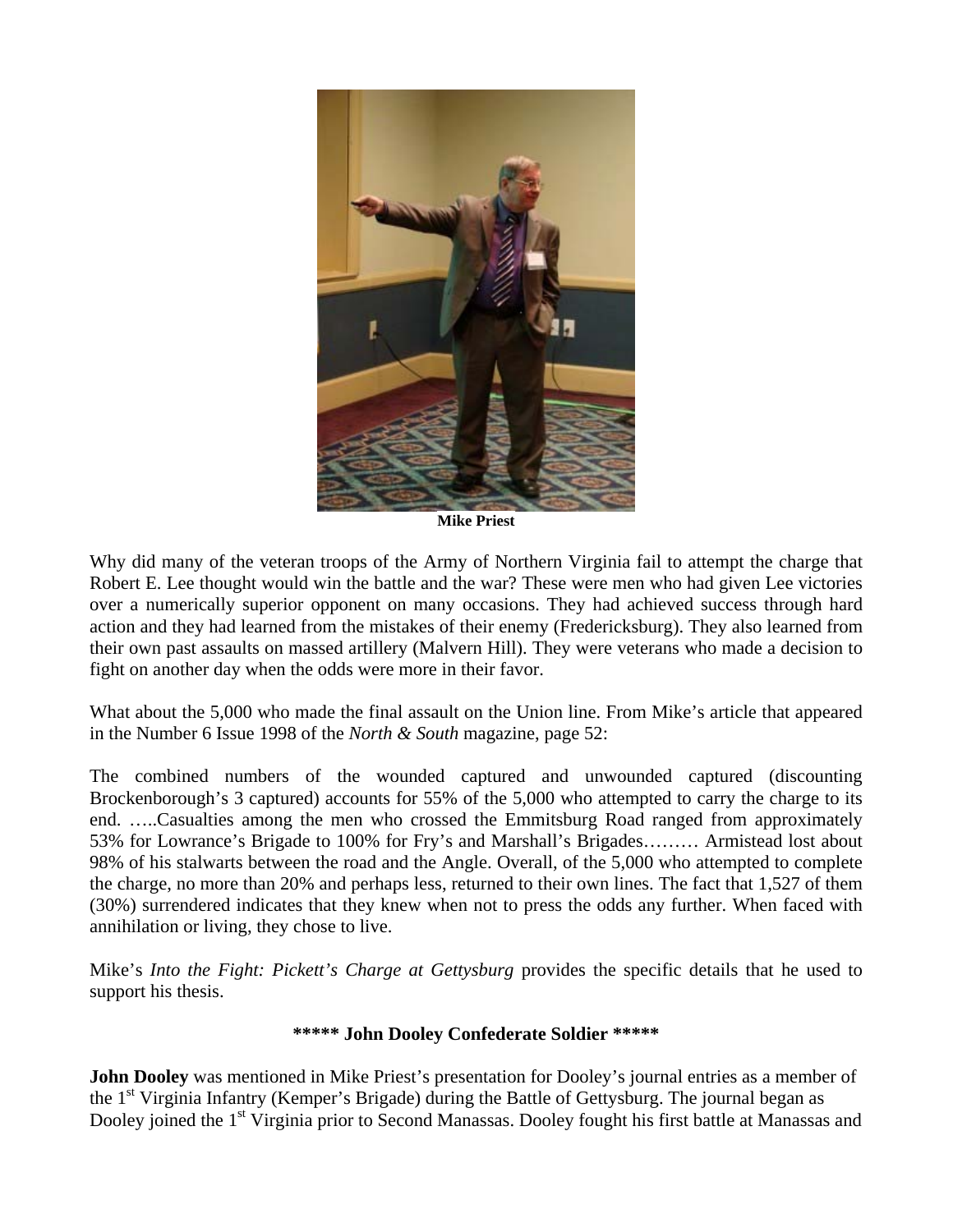Mike Priest

Why did many of the veteran troops of the Army of Northern Virginia fail to attempt the charge that Robert E. Lee thought would win the battle and the war? These were men who had given Lee victories over a numerically superior opponent on many occasions. They had achieved success through hard action and they had learned from the mistakes of their enemy (Fredericksburg). They also learned from their own past assaults on massed artillery (Malvern Hill). They were veterans who made a decision to fight on another day when the odds were more in their favor.

What about the 5,000 who made the final assault on the Union line. From Mike's article that appeared in the Number 6 Issue 1998 of the *North & South* magazine, page 52:

The combined numbers of the wounded captured and unwounded captured (discounting Brockenborough's 3 captured) accounts for 55% of the 5,000 who attempted to carry the charge to its end. …..Casualties among the men who crossed the Emmitsburg Road ranged from approximately 53% for Lowrance's Brigade to 100% for Fry's and Marshall's Brigades……… Armistead lost about 98% of his stalwarts between the road and the Angle. Overall, of the 5,000 who attempted to complete the charge, no more than 20% and perhaps less, returned to their own lines. The fact that 1,527 of them (30%) surrendered indicates that they knew when not to press the odds any further. When faced with annihilation or living, they chose to live.

Mike's *Into the Fight: Pickett's Charge at Gettysburg* provides the specific details that he used to support his thesis.

**\*\*\*\*\* John Dooley Confederate Soldier \*\*\*\*\***

**John Dooley** was mentioned in Mike Priest's presentation for Dooley's journal entries as a member of the 1st Virginia Infantry (Kemper's Brigade) during the Battle of Gettysburg. The journal began as Dooley joined the 1st Virginia prior to Second Manassas. Dooley fought his first battle at Manassas and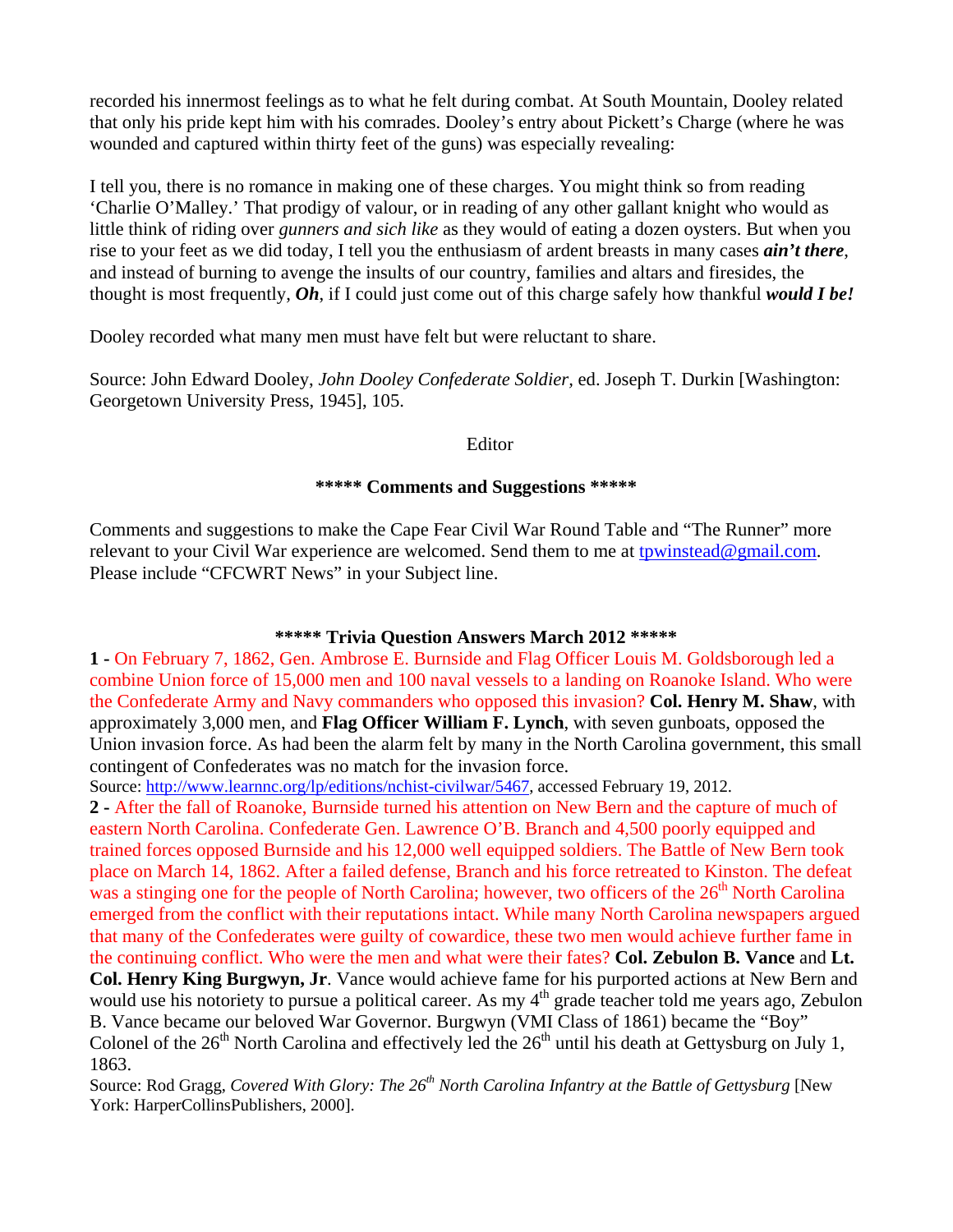recorded his innermost feelings as to what he felt during combat. At South Mountain, Dooley related that only his pride kept him with his comrades. Dooley's entry about Pickett's Charge (where he was wounded and captured within thirty feet of the guns) was especially revealing:

I tell you, there is no romance in making one of these charges. You might think so from reading 'Charlie O'Malley.' That prodigy of valour, or in reading of any other gallant knight who would as little think of riding over *gunners and sich like* as they would of eating a dozen oysters. But when you rise to your feet as we did today, I tell you the enthusiasm of ardent breasts in many cases ***ain't there***, and instead of burning to avenge the insults of our country, families and altars and firesides, the thought is most frequently, ***Oh***, if I could just come out of this charge safely how thankful ***would I be!***

Dooley recorded what many men must have felt but were reluctant to share.

Source: John Edward Dooley, *John Dooley Confederate Soldier*, ed. Joseph T. Durkin [Washington: Georgetown University Press, 1945], 105.

Editor

**\*\*\*\*\* Comments and Suggestions \*\*\*\*\***

Comments and suggestions to make the Cape Fear Civil War Round Table and "The Runner" more relevant to your Civil War experience are welcomed. Send them to me at tpwinstead@gmail.com. Please include "CFCWRT News" in your Subject line.

**\*\*\*\*\* Trivia Question Answers March 2012 \*\*\*\*\***

**1 -** On February 7, 1862, Gen. Ambrose E. Burnside and Flag Officer Louis M. Goldsborough led a combine Union force of 15,000 men and 100 naval vessels to a landing on Roanoke Island. Who were the Confederate Army and Navy commanders who opposed this invasion? **Col. Henry M. Shaw**, with approximately 3,000 men, and **Flag Officer William F. Lynch**, with seven gunboats, opposed the Union invasion force. As had been the alarm felt by many in the North Carolina government, this small contingent of Confederates was no match for the invasion force.

Source: http://www.learnnc.org/lp/editions/nchist-civilwar/5467, accessed February 19, 2012.

**2 -** After the fall of Roanoke, Burnside turned his attention on New Bern and the capture of much of eastern North Carolina. Confederate Gen. Lawrence O'B. Branch and 4,500 poorly equipped and trained forces opposed Burnside and his 12,000 well equipped soldiers. The Battle of New Bern took place on March 14, 1862. After a failed defense, Branch and his force retreated to Kinston. The defeat was a stinging one for the people of North Carolina; however, two officers of the 26th North Carolina emerged from the conflict with their reputations intact. While many North Carolina newspapers argued that many of the Confederates were guilty of cowardice, these two men would achieve further fame in the continuing conflict. Who were the men and what were their fates? **Col. Zebulon B. Vance** and **Lt. Col. Henry King Burgwyn, Jr**. Vance would achieve fame for his purported actions at New Bern and would use his notoriety to pursue a political career. As my 4th grade teacher told me years ago, Zebulon B. Vance became our beloved War Governor. Burgwyn (VMI Class of 1861) became the "Boy" Colonel of the 26th North Carolina and effectively led the 26th until his death at Gettysburg on July 1, 1863.

Source: Rod Gragg, *Covered With Glory: The 26th North Carolina Infantry at the Battle of Gettysburg* [New York: HarperCollinsPublishers, 2000].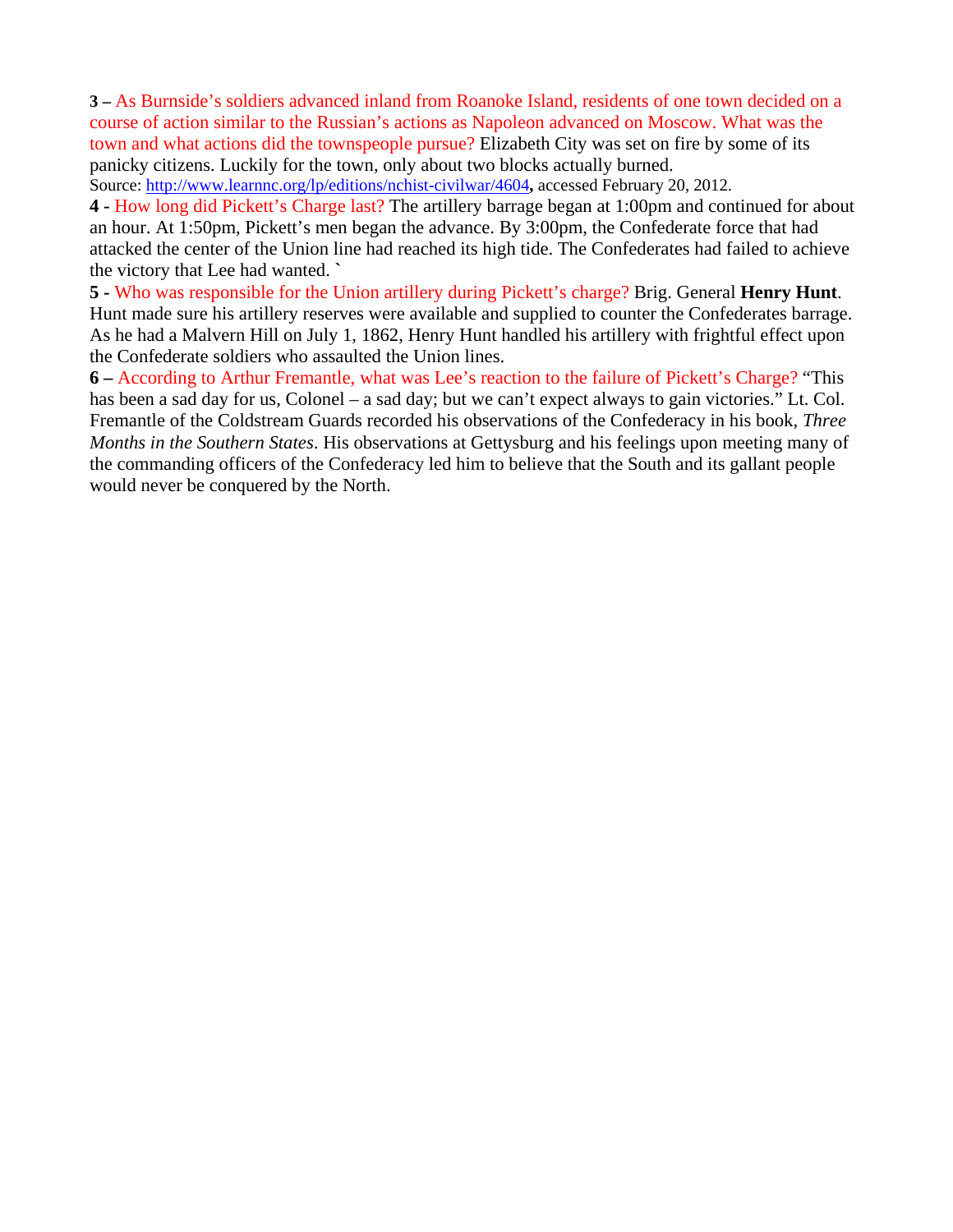**3 –** As Burnside's soldiers advanced inland from Roanoke Island, residents of one town decided on a course of action similar to the Russian's actions as Napoleon advanced on Moscow. What was the town and what actions did the townspeople pursue? Elizabeth City was set on fire by some of its panicky citizens. Luckily for the town, only about two blocks actually burned.

Source: http://www.learnnc.org/lp/editions/nchist-civilwar/4604**,** accessed February 20, 2012.

**4 -** How long did Pickett's Charge last? The artillery barrage began at 1:00pm and continued for about an hour. At 1:50pm, Pickett's men began the advance. By 3:00pm, the Confederate force that had attacked the center of the Union line had reached its high tide. The Confederates had failed to achieve the victory that Lee had wanted. `

**5 -** Who was responsible for the Union artillery during Pickett's charge? Brig. General **Henry Hunt**. Hunt made sure his artillery reserves were available and supplied to counter the Confederates barrage. As he had a Malvern Hill on July 1, 1862, Henry Hunt handled his artillery with frightful effect upon the Confederate soldiers who assaulted the Union lines.

**6 –** According to Arthur Fremantle, what was Lee's reaction to the failure of Pickett's Charge? "This has been a sad day for us, Colonel – a sad day; but we can't expect always to gain victories." Lt. Col. Fremantle of the Coldstream Guards recorded his observations of the Confederacy in his book, *Three Months in the Southern States*. His observations at Gettysburg and his feelings upon meeting many of the commanding officers of the Confederacy led him to believe that the South and its gallant people would never be conquered by the North.